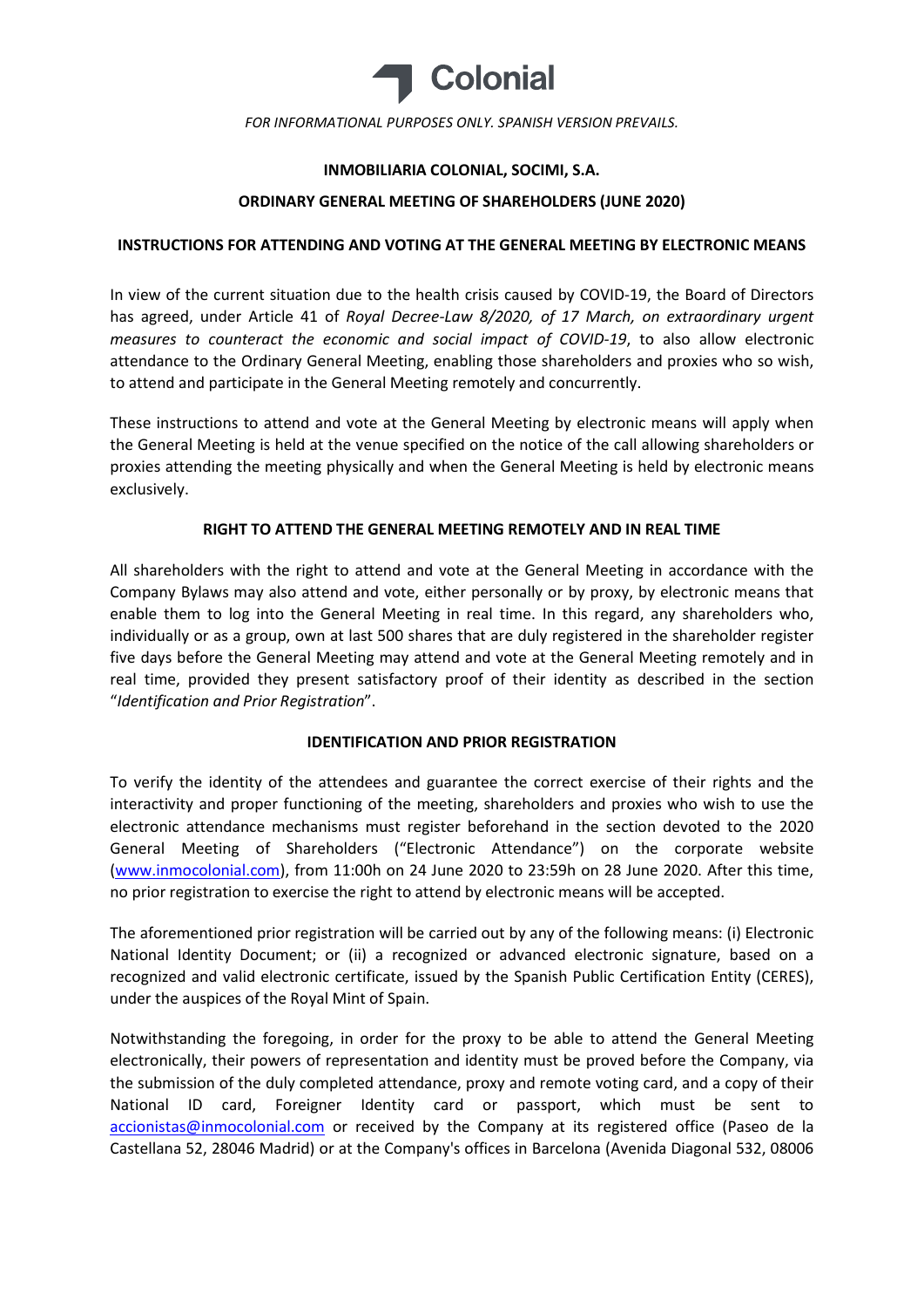Colonial

*FOR INFORMATIONAL PURPOSES ONLY. SPANISH VERSION PREVAILS.*

**INMOBILIARIA COLONIAL, SOCIMI, S.A.**

**ORDINARY GENERAL MEETING OF SHAREHOLDERS (JUNE 2020)**

**INSTRUCTIONS FOR ATTENDING AND VOTING AT THE GENERAL MEETING BY ELECTRONIC MEANS**

In view of the current situation due to the health crisis caused by COVID-19, the Board of Directors has agreed, under Article 41 of *Royal Decree-Law 8/2020, of 17 March, on extraordinary urgent measures to counteract the economic and social impact of COVID-19*, to also allow electronic attendance to the Ordinary General Meeting, enabling those shareholders and proxies who so wish, to attend and participate in the General Meeting remotely and concurrently.

These instructions to attend and vote at the General Meeting by electronic means will apply when the General Meeting is held at the venue specified on the notice of the call allowing shareholders or proxies attending the meeting physically and when the General Meeting is held by electronic means exclusively.

**RIGHT TO ATTEND THE GENERAL MEETING REMOTELY AND IN REAL TIME**

All shareholders with the right to attend and vote at the General Meeting in accordance with the Company Bylaws may also attend and vote, either personally or by proxy, by electronic means that enable them to log into the General Meeting in real time. In this regard, any shareholders who, individually or as a group, own at last 500 shares that are duly registered in the shareholder register five days before the General Meeting may attend and vote at the General Meeting remotely and in real time, provided they present satisfactory proof of their identity as described in the section "*Identification and Prior Registration*".

**IDENTIFICATION AND PRIOR REGISTRATION**

To verify the identity of the attendees and guarantee the correct exercise of their rights and the interactivity and proper functioning of the meeting, shareholders and proxies who wish to use the electronic attendance mechanisms must register beforehand in the section devoted to the 2020 General Meeting of Shareholders ("Electronic Attendance") on the corporate website (www.inmocolonial.com), from 11:00h on 24 June 2020 to 23:59h on 28 June 2020. After this time, no prior registration to exercise the right to attend by electronic means will be accepted.

The aforementioned prior registration will be carried out by any of the following means: (i) Electronic National Identity Document; or (ii) a recognized or advanced electronic signature, based on a recognized and valid electronic certificate, issued by the Spanish Public Certification Entity (CERES), under the auspices of the Royal Mint of Spain.

Notwithstanding the foregoing, in order for the proxy to be able to attend the General Meeting electronically, their powers of representation and identity must be proved before the Company, via the submission of the duly completed attendance, proxy and remote voting card, and a copy of their National ID card, Foreigner Identity card or passport, which must be sent to accionistas@inmocolonial.com or received by the Company at its registered office (Paseo de la Castellana 52, 28046 Madrid) or at the Company's offices in Barcelona (Avenida Diagonal 532, 08006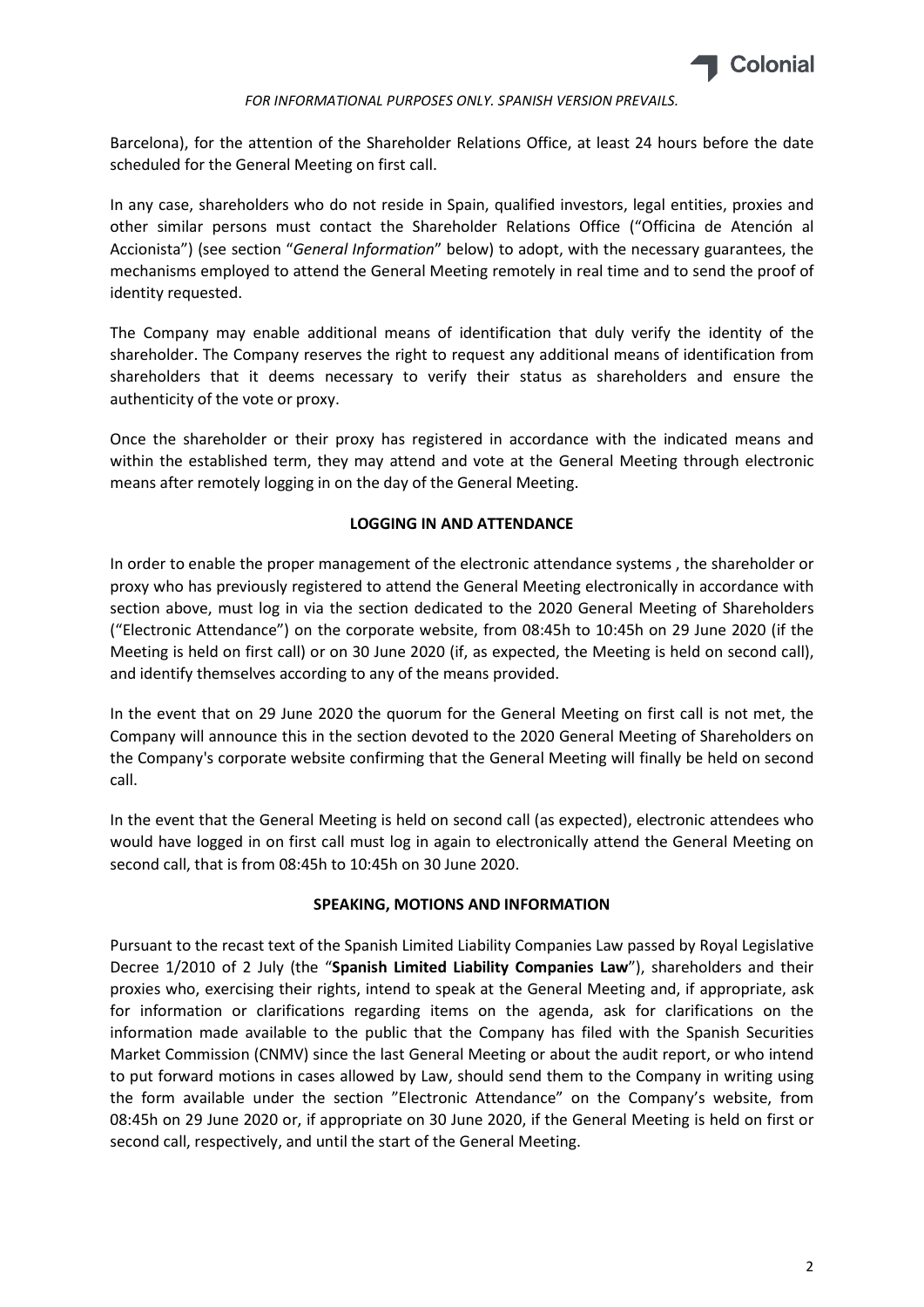*FOR INFORMATIONAL PURPOSES ONLY. SPANISH VERSION PREVAILS.*

Barcelona), for the attention of the Shareholder Relations Office, at least 24 hours before the date scheduled for the General Meeting on first call.

In any case, shareholders who do not reside in Spain, qualified investors, legal entities, proxies and other similar persons must contact the Shareholder Relations Office ("Officina de Atención al Accionista") (see section "*General Information*" below) to adopt, with the necessary guarantees, the mechanisms employed to attend the General Meeting remotely in real time and to send the proof of identity requested.

The Company may enable additional means of identification that duly verify the identity of the shareholder. The Company reserves the right to request any additional means of identification from shareholders that it deems necessary to verify their status as shareholders and ensure the authenticity of the vote or proxy.

Once the shareholder or their proxy has registered in accordance with the indicated means and within the established term, they may attend and vote at the General Meeting through electronic means after remotely logging in on the day of the General Meeting.

**LOGGING IN AND ATTENDANCE**

In order to enable the proper management of the electronic attendance systems , the shareholder or proxy who has previously registered to attend the General Meeting electronically in accordance with section above, must log in via the section dedicated to the 2020 General Meeting of Shareholders ("Electronic Attendance") on the corporate website, from 08:45h to 10:45h on 29 June 2020 (if the Meeting is held on first call) or on 30 June 2020 (if, as expected, the Meeting is held on second call), and identify themselves according to any of the means provided.

In the event that on 29 June 2020 the quorum for the General Meeting on first call is not met, the Company will announce this in the section devoted to the 2020 General Meeting of Shareholders on the Company's corporate website confirming that the General Meeting will finally be held on second call.

In the event that the General Meeting is held on second call (as expected), electronic attendees who would have logged in on first call must log in again to electronically attend the General Meeting on second call, that is from 08:45h to 10:45h on 30 June 2020.

**SPEAKING, MOTIONS AND INFORMATION**

Pursuant to the recast text of the Spanish Limited Liability Companies Law passed by Royal Legislative Decree 1/2010 of 2 July (the "**Spanish Limited Liability Companies Law**"), shareholders and their proxies who, exercising their rights, intend to speak at the General Meeting and, if appropriate, ask for information or clarifications regarding items on the agenda, ask for clarifications on the information made available to the public that the Company has filed with the Spanish Securities Market Commission (CNMV) since the last General Meeting or about the audit report, or who intend to put forward motions in cases allowed by Law, should send them to the Company in writing using the form available under the section "Electronic Attendance" on the Company's website, from 08:45h on 29 June 2020 or, if appropriate on 30 June 2020, if the General Meeting is held on first or second call, respectively, and until the start of the General Meeting.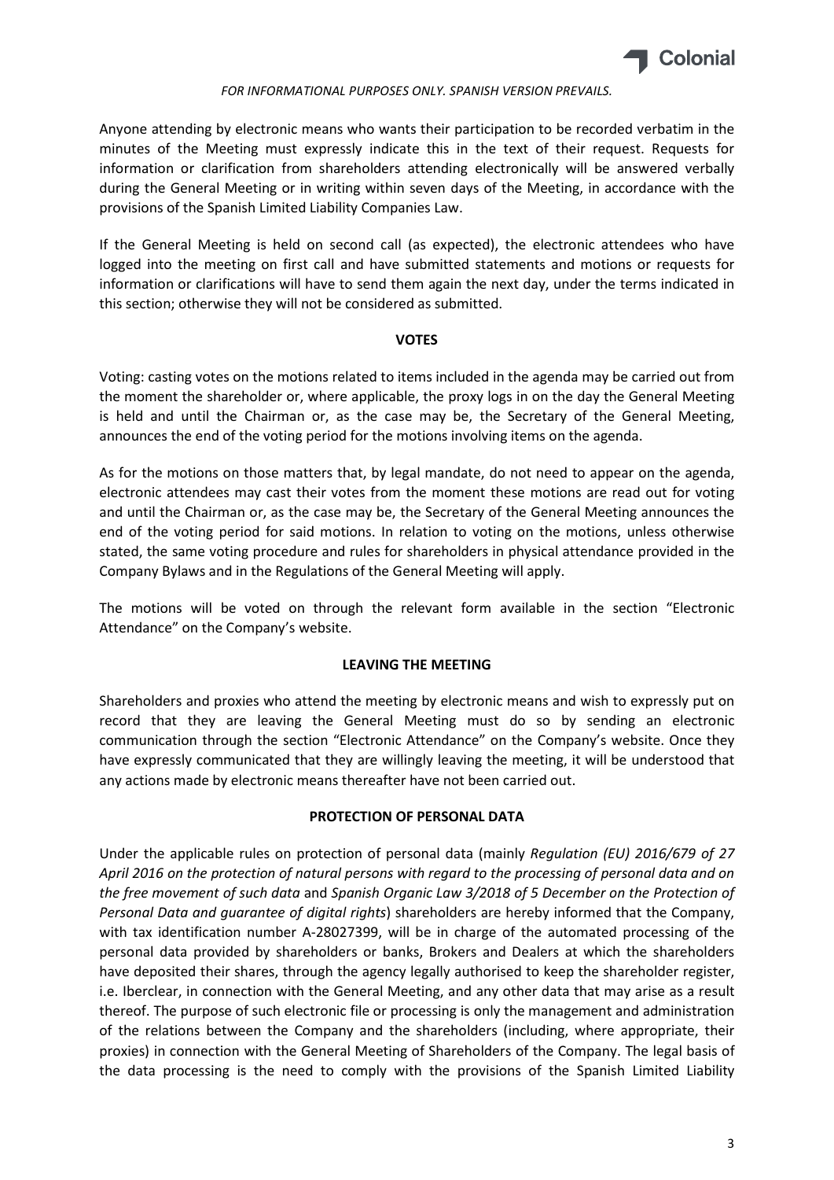Anyone attending by electronic means who wants their participation to be recorded verbatim in the minutes of the Meeting must expressly indicate this in the text of their request. Requests for information or clarification from shareholders attending electronically will be answered verbally during the General Meeting or in writing within seven days of the Meeting, in accordance with the provisions of the Spanish Limited Liability Companies Law.

If the General Meeting is held on second call (as expected), the electronic attendees who have logged into the meeting on first call and have submitted statements and motions or requests for information or clarifications will have to send them again the next day, under the terms indicated in this section; otherwise they will not be considered as submitted.

**VOTES**

Voting: casting votes on the motions related to items included in the agenda may be carried out from the moment the shareholder or, where applicable, the proxy logs in on the day the General Meeting is held and until the Chairman or, as the case may be, the Secretary of the General Meeting, announces the end of the voting period for the motions involving items on the agenda.

As for the motions on those matters that, by legal mandate, do not need to appear on the agenda, electronic attendees may cast their votes from the moment these motions are read out for voting and until the Chairman or, as the case may be, the Secretary of the General Meeting announces the end of the voting period for said motions. In relation to voting on the motions, unless otherwise stated, the same voting procedure and rules for shareholders in physical attendance provided in the Company Bylaws and in the Regulations of the General Meeting will apply.

The motions will be voted on through the relevant form available in the section "Electronic Attendance" on the Company's website.

**LEAVING THE MEETING**

Shareholders and proxies who attend the meeting by electronic means and wish to expressly put on record that they are leaving the General Meeting must do so by sending an electronic communication through the section "Electronic Attendance" on the Company's website. Once they have expressly communicated that they are willingly leaving the meeting, it will be understood that any actions made by electronic means thereafter have not been carried out.

**PROTECTION OF PERSONAL DATA**

Under the applicable rules on protection of personal data (mainly *Regulation (EU) 2016/679 of 27 April 2016 on the protection of natural persons with regard to the processing of personal data and on the free movement of such data* and *Spanish Organic Law 3/2018 of 5 December on the Protection of Personal Data and guarantee of digital rights*) shareholders are hereby informed that the Company, with tax identification number A-28027399, will be in charge of the automated processing of the personal data provided by shareholders or banks, Brokers and Dealers at which the shareholders have deposited their shares, through the agency legally authorised to keep the shareholder register, i.e. Iberclear, in connection with the General Meeting, and any other data that may arise as a result thereof. The purpose of such electronic file or processing is only the management and administration of the relations between the Company and the shareholders (including, where appropriate, their proxies) in connection with the General Meeting of Shareholders of the Company. The legal basis of the data processing is the need to comply with the provisions of the Spanish Limited Liability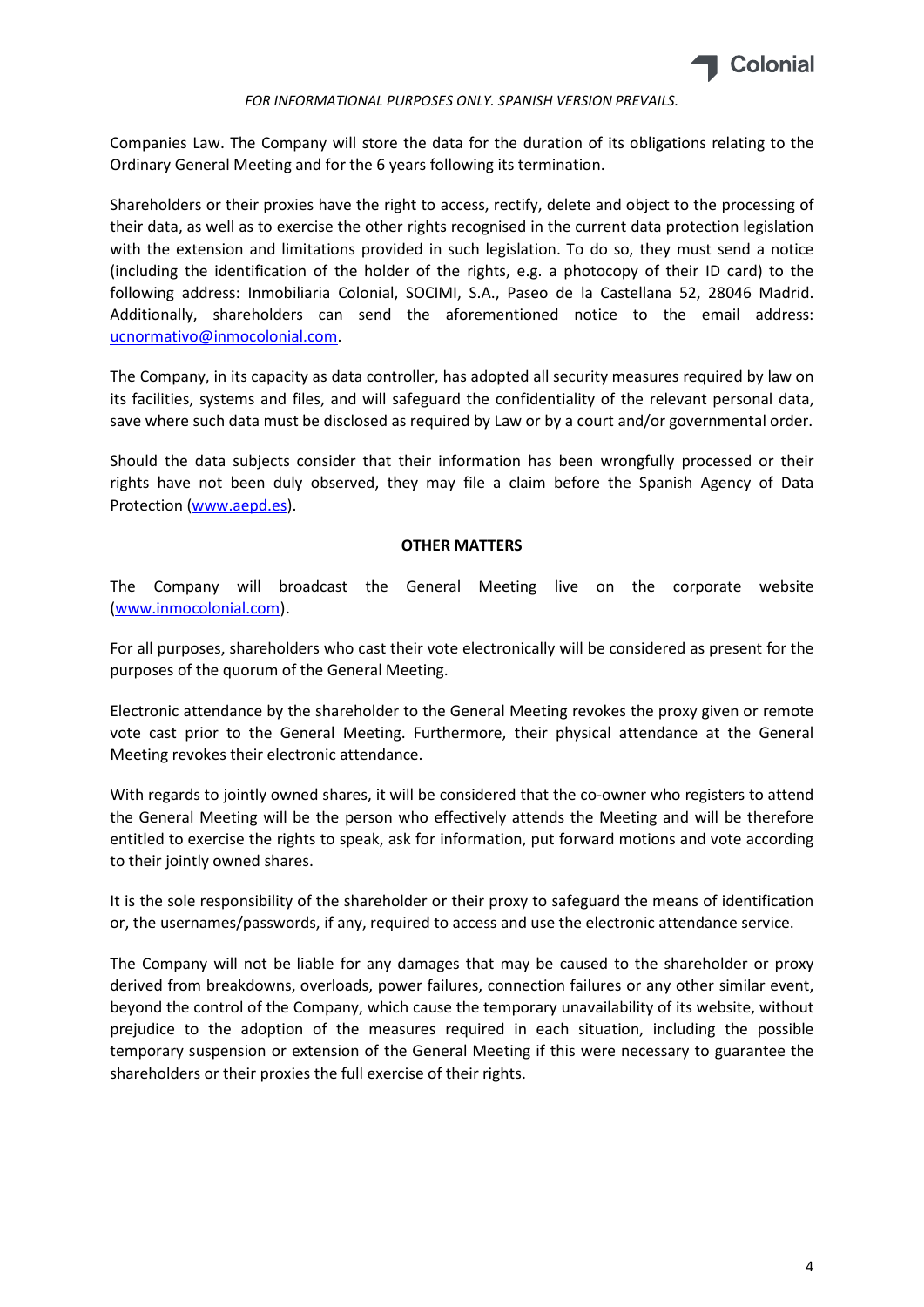*FOR INFORMATIONAL PURPOSES ONLY. SPANISH VERSION PREVAILS.*

Companies Law. The Company will store the data for the duration of its obligations relating to the Ordinary General Meeting and for the 6 years following its termination.

Shareholders or their proxies have the right to access, rectify, delete and object to the processing of their data, as well as to exercise the other rights recognised in the current data protection legislation with the extension and limitations provided in such legislation. To do so, they must send a notice (including the identification of the holder of the rights, e.g. a photocopy of their ID card) to the following address: Inmobiliaria Colonial, SOCIMI, S.A., Paseo de la Castellana 52, 28046 Madrid. Additionally, shareholders can send the aforementioned notice to the email address: ucnormativo@inmocolonial.com.

The Company, in its capacity as data controller, has adopted all security measures required by law on its facilities, systems and files, and will safeguard the confidentiality of the relevant personal data, save where such data must be disclosed as required by Law or by a court and/or governmental order.

Should the data subjects consider that their information has been wrongfully processed or their rights have not been duly observed, they may file a claim before the Spanish Agency of Data Protection (www.aepd.es).

**OTHER MATTERS**

The Company will broadcast the General Meeting live on the corporate website (www.inmocolonial.com).

For all purposes, shareholders who cast their vote electronically will be considered as present for the purposes of the quorum of the General Meeting.

Electronic attendance by the shareholder to the General Meeting revokes the proxy given or remote vote cast prior to the General Meeting. Furthermore, their physical attendance at the General Meeting revokes their electronic attendance.

With regards to jointly owned shares, it will be considered that the co-owner who registers to attend the General Meeting will be the person who effectively attends the Meeting and will be therefore entitled to exercise the rights to speak, ask for information, put forward motions and vote according to their jointly owned shares.

It is the sole responsibility of the shareholder or their proxy to safeguard the means of identification or, the usernames/passwords, if any, required to access and use the electronic attendance service.

The Company will not be liable for any damages that may be caused to the shareholder or proxy derived from breakdowns, overloads, power failures, connection failures or any other similar event, beyond the control of the Company, which cause the temporary unavailability of its website, without prejudice to the adoption of the measures required in each situation, including the possible temporary suspension or extension of the General Meeting if this were necessary to guarantee the shareholders or their proxies the full exercise of their rights.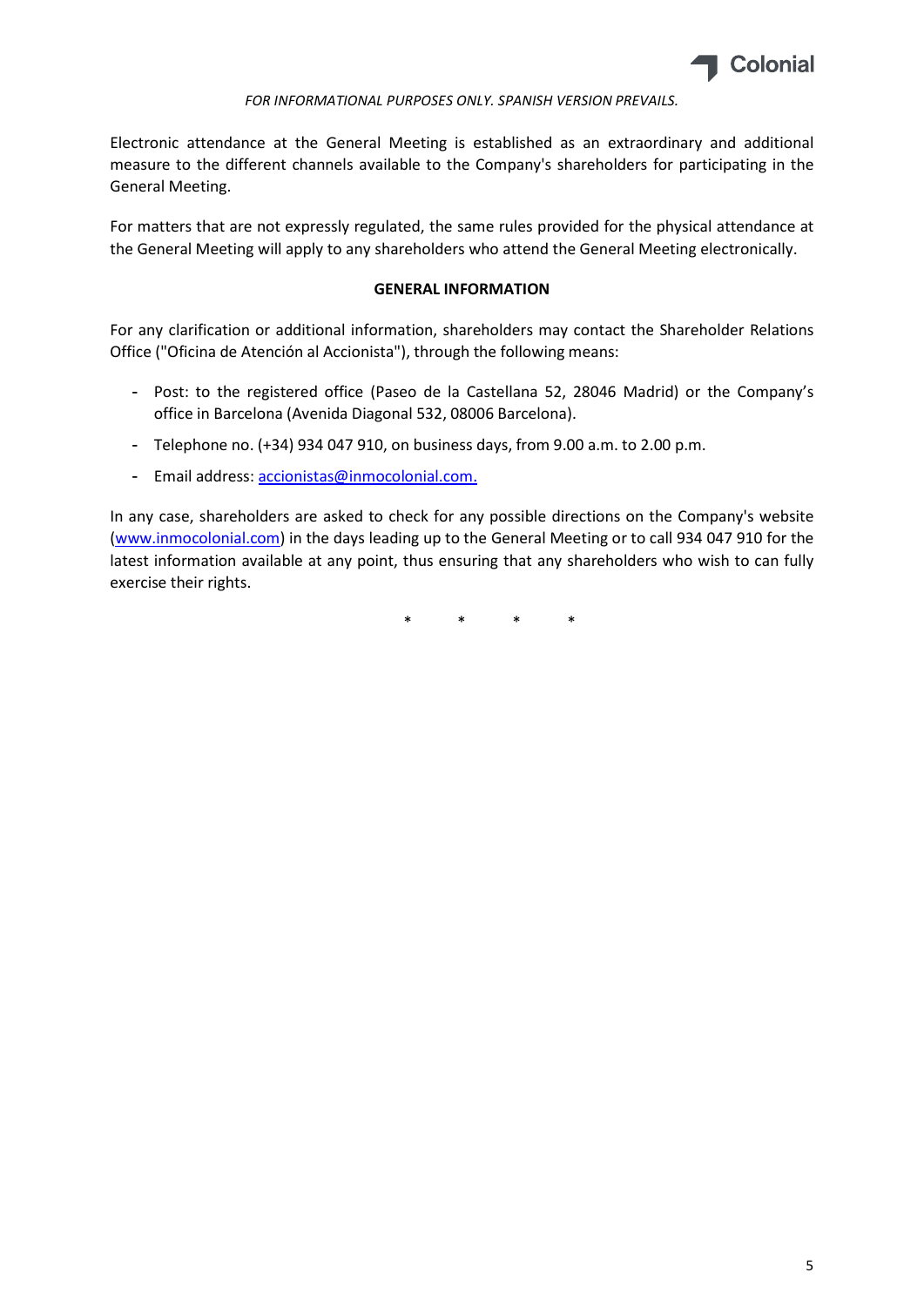*FOR INFORMATIONAL PURPOSES ONLY. SPANISH VERSION PREVAILS.*

Electronic attendance at the General Meeting is established as an extraordinary and additional measure to the different channels available to the Company's shareholders for participating in the General Meeting.

For matters that are not expressly regulated, the same rules provided for the physical attendance at the General Meeting will apply to any shareholders who attend the General Meeting electronically.

**GENERAL INFORMATION**

For any clarification or additional information, shareholders may contact the Shareholder Relations Office ("Oficina de Atención al Accionista"), through the following means:

- Post: to the registered office (Paseo de la Castellana 52, 28046 Madrid) or the Company's office in Barcelona (Avenida Diagonal 532, 08006 Barcelona).
- Telephone no. (+34) 934 047 910, on business days, from 9.00 a.m. to 2.00 p.m.
- Email address: accionistas@inmocolonial.com.

In any case, shareholders are asked to check for any possible directions on the Company's website (www.inmocolonial.com) in the days leading up to the General Meeting or to call 934 047 910 for the latest information available at any point, thus ensuring that any shareholders who wish to can fully exercise their rights.

\* \* \* \*